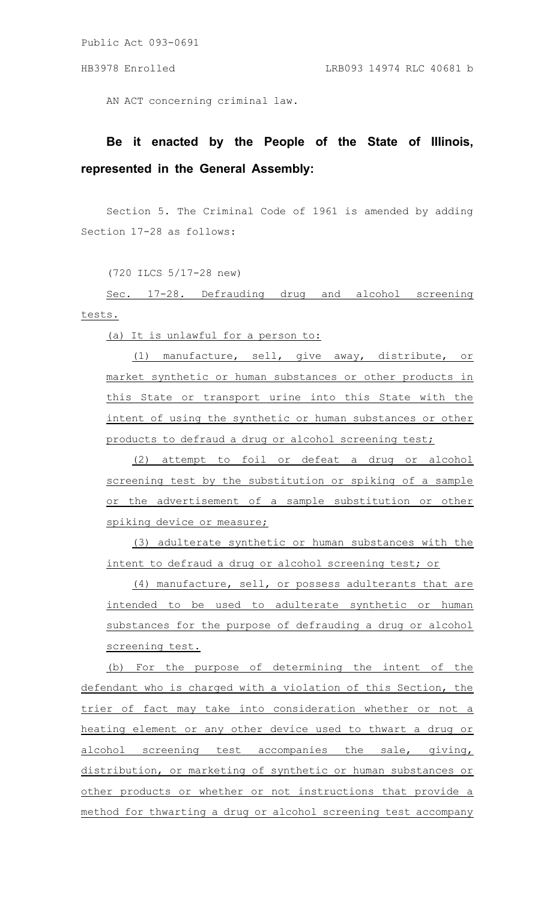Public Act 093-0691

HB3978 Enrolled LRB093 14974 RLC 40681 b

AN ACT concerning criminal law.

**Be it enacted by the People of the State of Illinois, represented in the General Assembly:**

Section 5. The Criminal Code of 1961 is amended by adding Section 17-28 as follows:

(720 ILCS 5/17-28 new)

Sec. 17-28. Defrauding drug and alcohol screening tests.

(a) It is unlawful for a person to:

(1) manufacture, sell, give away, distribute, or market synthetic or human substances or other products in this State or transport urine into this State with the intent of using the synthetic or human substances or other products to defraud a drug or alcohol screening test;

(2) attempt to foil or defeat a drug or alcohol screening test by the substitution or spiking of a sample or the advertisement of a sample substitution or other spiking device or measure;

(3) adulterate synthetic or human substances with the intent to defraud a drug or alcohol screening test; or

(4) manufacture, sell, or possess adulterants that are intended to be used to adulterate synthetic or human substances for the purpose of defrauding a drug or alcohol screening test.

(b) For the purpose of determining the intent of the defendant who is charged with a violation of this Section, the trier of fact may take into consideration whether or not a heating element or any other device used to thwart a drug or alcohol screening test accompanies the sale, giving, distribution, or marketing of synthetic or human substances or other products or whether or not instructions that provide a method for thwarting a drug or alcohol screening test accompany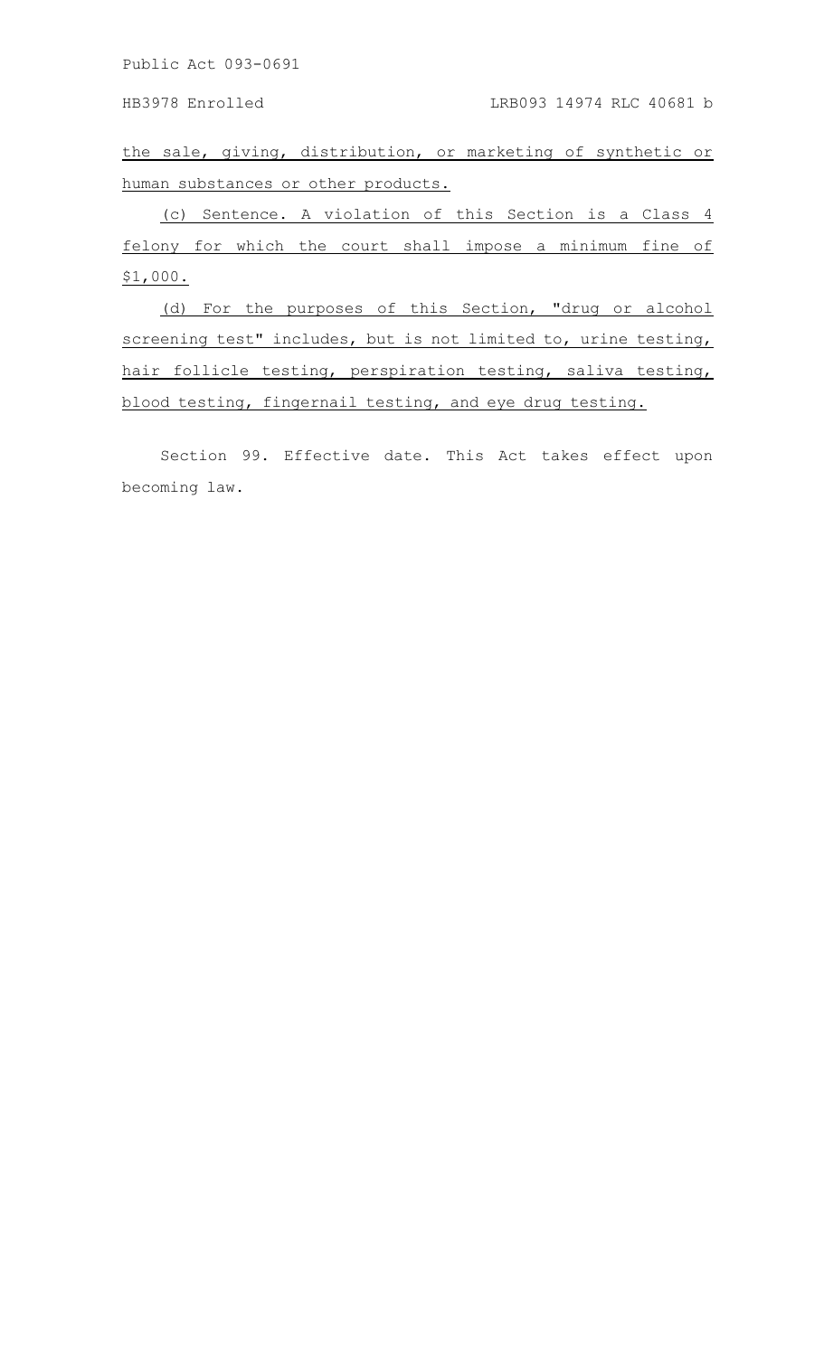the sale, giving, distribution, or marketing of synthetic or human substances or other products.

(c) Sentence. A violation of this Section is a Class 4 felony for which the court shall impose a minimum fine of $1,000.

(d) For the purposes of this Section, "drug or alcohol screening test" includes, but is not limited to, urine testing, hair follicle testing, perspiration testing, saliva testing, blood testing, fingernail testing, and eye drug testing.

Section 99. Effective date. This Act takes effect upon becoming law.